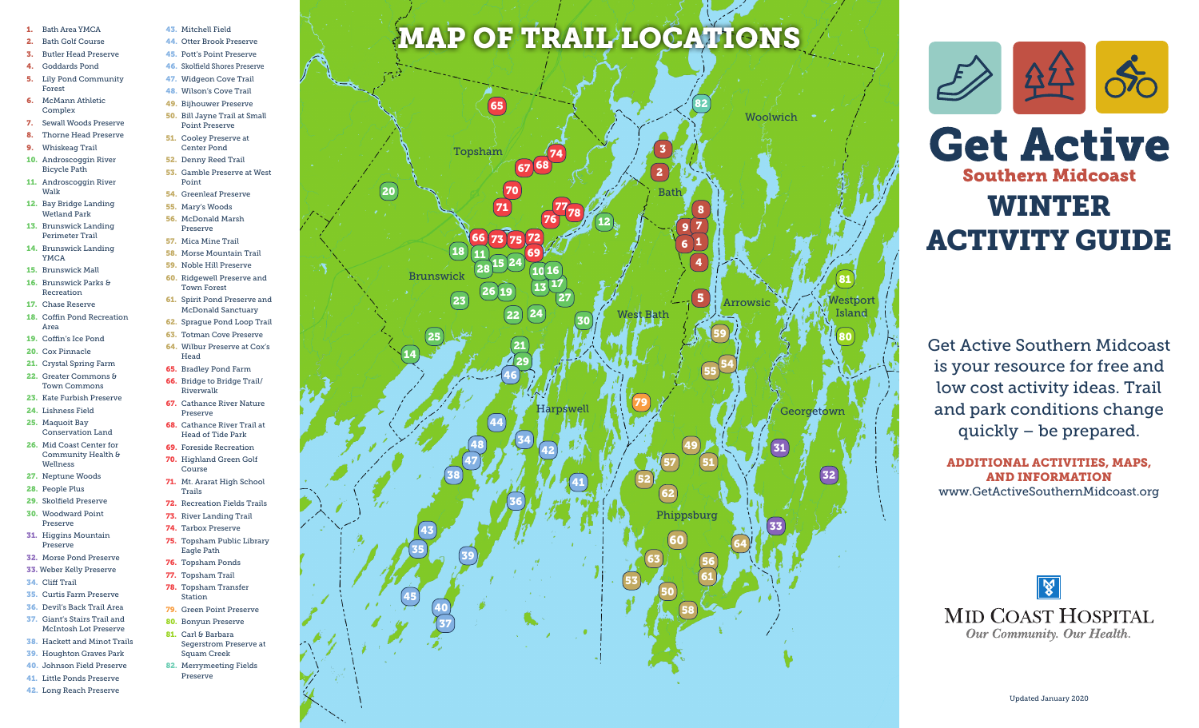1. Bath Area YMCA
2. Bath Golf Course
3. Butler Head Preserve
4. Goddards Pond
5. Lily Pond Community Forest
6. McMann Athletic Complex
7. Sewall Woods Preserve
8. Thorne Head Preserve
9. Whiskeag Trail
10. Androscoggin River Bicycle Path
11. Androscoggin River Walk
12. Bay Bridge Landing Wetland Park
13. Brunswick Landing Perimeter Trail
14. Brunswick Landing YMCA
15. Brunswick Mall
16. Brunswick Parks & Recreation
17. Chase Reserve
18. Coffin Pond Recreation Area
19. Coffin's Ice Pond
20. Cox Pinnacle
21. Crystal Spring Farm
22. Greater Commons & Town Commons
23. Kate Furbish Preserve
24. Lishness Field
25. Maquoit Bay Conservation Land
26. Mid Coast Center for Community Health & Wellness
27. Neptune Woods
28. People Plus
29. Skolfield Preserve
30. Woodward Point Preserve
31. Higgins Mountain Preserve
32. Morse Pond Preserve
33. Weber Kelly Preserve
34. Cliff Trail
35. Curtis Farm Preserve
36. Devil's Back Trail Area
37. Giant's Stairs Trail and McIntosh Lot Preserve
38. Hackett and Minot Trails
39. Houghton Graves Park
40. Johnson Field Preserve
41. Little Ponds Preserve
42. Long Reach Preserve
43. Mitchell Field
44. Otter Brook Preserve
45. Pott's Point Preserve
46. Skolfield Shores Preserve
47. Widgeon Cove Trail
48. Wilson's Cove Trail
49. Bijhouwer Preserve
50. Bill Jayne Trail at Small Point Preserve
51. Cooley Preserve at Center Pond
52. Denny Reed Trail
53. Gamble Preserve at West Point
54. Greenleaf Preserve
55. Mary's Woods
56. McDonald Marsh Preserve
57. Mica Mine Trail
58. Morse Mountain Trail
59. Noble Hill Preserve
60. Ridgewell Preserve and Town Forest
61. Spirit Pond Preserve and McDonald Sanctuary
62. Sprague Pond Loop Trail
63. Totman Cove Preserve
64. Wilbur Preserve at Cox's Head
65. Bradley Pond Farm
66. Bridge to Bridge Trail/ Riverwalk
67. Cathance River Nature Preserve
68. Cathance River Trail at Head of Tide Park
69. Foreside Recreation
70. Highland Green Golf Course
71. Mt. Ararat High School Trails
72. Recreation Fields Trails
73. River Landing Trail
74. Tarbox Preserve
75. Topsham Public Library Eagle Path
76. Topsham Ponds
77. Topsham Trail
78. Topsham Transfer Station
79. Green Point Preserve
80. Bonyun Preserve
81. Carl & Barbara Segerstrom Preserve at Squam Creek
82. Merrymeeting Fields Preserve

# MAP OF TRAIL LOCATIONS

Topsham, Woolwich, Bath, Brunswick, West Bath, Arrowsic, Westport Island, Harpswell, Georgetown, Phippsburg

# Get Active
## Southern Midcoast
# WINTER ACTIVITY GUIDE

Get Active Southern Midcoast is your resource for free and low cost activity ideas. Trail and park conditions change quickly – be prepared.

**ADDITIONAL ACTIVITIES, MAPS, AND INFORMATION**
www.GetActiveSouthernMidcoast.org

MID COAST HOSPITAL
*Our Community. Our Health.*

Updated January 2020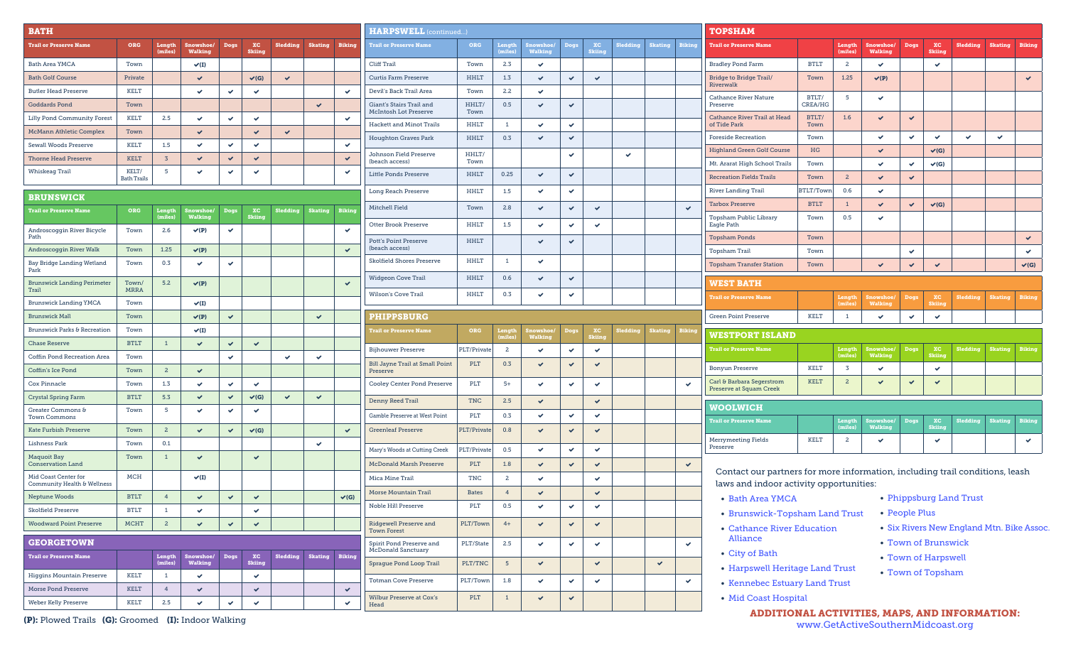## BATH

| Trail or Preserve Name | ORG | Length (miles) | Snowshoe/ Walking | Dogs | XC Skiing | Sledding | Skating | Biking |
|---|---|---|---|---|---|---|---|---|
| Bath Area YMCA | Town | | ✔(I) | | | | | |
| Bath Golf Course | Private | | | | ✔(G) | ✔ | | |
| Butler Head Preserve | KELT | | ✔ | ✔ | ✔ | | | ✔ |
| Goddards Pond | Town | | | | | | ✔ | |
| Lilly Pond Community Forest | KELT | 2.5 | ✔ | ✔ | ✔ | | | ✔ |
| McMann Athletic Complex | Town | | ✔ | | ✔ | ✔ | | |
| Sewall Woods Preserve | KELT | 1.5 | ✔ | ✔ | ✔ | | | ✔ |
| Thorne Head Preserve | KELT | 3 | ✔ | ✔ | ✔ | | | ✔ |
| Whiskeag Trail | KELT/ Bath Trails | 5 | ✔ | ✔ | ✔ | | | ✔ |

## BRUNSWICK

| Trail or Preserve Name | ORG | Length (miles) | Snowshoe/ Walking | Dogs | XC Skiing | Sledding | Skating | Biking |
|---|---|---|---|---|---|---|---|---|
| Androscoggin River Bicycle Path | Town | 2.6 | ✔(P) | ✔ | | | | ✔ |
| Androscoggin River Walk | Town | 1.25 | ✔(P) | | | | | ✔ |
| Bay Bridge Landing Wetland Park | Town | 0.3 | ✔ | ✔ | | | | |
| Brunswick Landing Perimeter Trail | Town/ MRRA | 5.2 | ✔(P) | | | | | ✔ |
| Brunswick Landing YMCA | Town | | ✔(I) | | | | | |
| Brunswick Mall | Town | | ✔(P) | ✔ | | | ✔ | |
| Brunswick Parks & Recreation | Town | | ✔(I) | | | | | |
| Chase Reserve | BTLT | 1 | ✔ | ✔ | ✔ | | | |
| Coffin Pond Recreation Area | Town | | | ✔ | | ✔ | ✔ | |
| Coffin's Ice Pond | Town | 2 | ✔ | | | | | |
| Cox Pinnacle | Town | 1.3 | ✔ | ✔ | ✔ | | | |
| Crystal Spring Farm | BTLT | 5.3 | ✔ | ✔ | ✔(G) | ✔ | ✔ | |
| Greater Commons & Town Commons | Town | 5 | ✔ | ✔ | ✔ | | | |
| Kate Furbish Preserve | Town | 2 | ✔ | ✔ | ✔(G) | | | ✔ |
| Lishness Park | Town | 0.1 | | | | | ✔ | |
| Maquoit Bay Conservation Land | Town | 1 | ✔ | | ✔ | | | |
| Mid Coast Center for Community Health & Wellness | MCH | | ✔(I) | | | | | |
| Neptune Woods | BTLT | 4 | ✔ | ✔ | ✔ | | | ✔(G) |
| Skolfield Preserve | BTLT | 1 | ✔ | | ✔ | | | |
| Woodward Point Preserve | MCHT | 2 | ✔ | ✔ | ✔ | | | |

## GEORGETOWN

| Trail or Preserve Name | | Length (miles) | Snowshoe/ Walking | Dogs | XC Skiing | Sledding | Skating | Biking |
|---|---|---|---|---|---|---|---|---|
| Higgins Mountain Preserve | KELT | 1 | ✔ | | ✔ | | | |
| Morse Pond Preserve | KELT | 4 | ✔ | | ✔ | | | ✔ |
| Weber Kelly Preserve | KELT | 2.5 | ✔ | ✔ | ✔ | | | ✔ |

**(P):** Plowed Trails **(G):** Groomed **(I):** Indoor Walking

## HARPSWELL (continued...)

| Trail or Preserve Name | ORG | Length (miles) | Snowshoe/ Walking | Dogs | XC Skiing | Sledding | Skating | Biking |
|---|---|---|---|---|---|---|---|---|
| Cliff Trail | Town | 2.3 | ✔ | | | | | |
| Curtis Farm Preserve | HHLT | 1.3 | ✔ | ✔ | ✔ | | | |
| Devil's Back Trail Area | Town | 2.2 | ✔ | | | | | |
| Giant's Stairs Trail and McIntosh Lot Preserve | HHLT/ Town | 0.5 | ✔ | ✔ | | | | |
| Hackett and Minot Trails | HHLT | 1 | ✔ | ✔ | | | | |
| Houghton Graves Park | HHLT | 0.3 | ✔ | ✔ | | | | |
| Johnson Field Preserve (beach access) | HHLT/ Town | | | ✔ | | ✔ | | |
| Little Ponds Preserve | HHLT | 0.25 | ✔ | ✔ | | | | |
| Long Reach Preserve | HHLT | 1.5 | ✔ | ✔ | | | | |
| Mitchell Field | Town | 2.8 | ✔ | ✔ | ✔ | | | ✔ |
| Otter Brook Preserve | HHLT | 1.5 | ✔ | ✔ | ✔ | | | |
| Pott's Point Preserve (beach access) | HHLT | | ✔ | ✔ | | | | |
| Skolfield Shores Preserve | HHLT | 1 | ✔ | | | | | |
| Widgeon Cove Trail | HHLT | 0.6 | ✔ | ✔ | | | | |
| Wilson's Cove Trail | HHLT | 0.3 | ✔ | ✔ | | | | |

## PHIPPSBURG

| Trail or Preserve Name | ORG | Length (miles) | Snowshoe/ Walking | Dogs | XC Skiing | Sledding | Skating | Biking |
|---|---|---|---|---|---|---|---|---|
| Bijhouwer Preserve | PLT/Private | 2 | ✔ | ✔ | ✔ | | | |
| Bill Jayne Trail at Small Point Preserve | PLT | 0.3 | ✔ | ✔ | ✔ | | | |
| Cooley Center Pond Preserve | PLT | 5+ | ✔ | ✔ | ✔ | | | ✔ |
| Denny Reed Trail | TNC | 2.5 | ✔ | | ✔ | | | |
| Gamble Preserve at West Point | PLT | 0.3 | ✔ | ✔ | ✔ | | | |
| Greenleaf Preserve | PLT/Private | 0.8 | ✔ | ✔ | ✔ | | | |
| Mary's Woods at Cutting Creek | PLT/Private | 0.5 | ✔ | ✔ | ✔ | | | |
| McDonald Marsh Preserve | PLT | 1.8 | ✔ | ✔ | ✔ | | | ✔ |
| Mica Mine Trail | TNC | 2 | ✔ | | ✔ | | | |
| Morse Mountain Trail | Bates | 4 | ✔ | | ✔ | | | |
| Noble Hill Preserve | PLT | 0.5 | ✔ | ✔ | ✔ | | | |
| Ridgewell Preserve and Town Forest | PLT/Town | 4+ | ✔ | ✔ | ✔ | | | |
| Spirit Pond Preserve and McDonald Sanctuary | PLT/State | 2.5 | ✔ | ✔ | ✔ | | | ✔ |
| Sprague Pond Loop Trail | PLT/TNC | 5 | ✔ | | ✔ | | ✔ | |
| Totman Cove Preserve | PLT/Town | 1.8 | ✔ | ✔ | ✔ | | | ✔ |
| Wilbur Preserve at Cox's Head | PLT | 1 | ✔ | ✔ | | | | |

## TOPSHAM

| Trail or Preserve Name | | Length (miles) | Snowshoe/ Walking | Dogs | XC Skiing | Sledding | Skating | Biking |
|---|---|---|---|---|---|---|---|---|
| Bradley Pond Farm | BTLT | 2 | ✔ | | ✔ | | | |
| Bridge to Bridge Trail/ Riverwalk | Town | 1.25 | ✔(P) | | | | | ✔ |
| Cathance River Nature Preserve | BTLT/ CREA/HG | 5 | ✔ | | | | | |
| Cathance River Trail at Head of Tide Park | BTLT/ Town | 1.6 | ✔ | ✔ | | | | |
| Foreside Recreation | Town | | ✔ | ✔ | ✔ | ✔ | ✔ | |
| Highland Green Golf Course | HG | | ✔ | | ✔(G) | | | |
| Mt. Ararat High School Trails | Town | | ✔ | ✔ | ✔(G) | | | |
| Recreation Fields Trails | Town | 2 | ✔ | ✔ | | | | |
| River Landing Trail | BTLT/Town | 0.6 | ✔ | | | | | |
| Tarbox Preserve | BTLT | 1 | ✔ | ✔ | ✔(G) | | | |
| Topsham Public Library Eagle Path | Town | 0.5 | ✔ | | | | | |
| Topsham Ponds | Town | | | | | | | ✔ |
| Topsham Trail | Town | | | ✔ | | | | ✔ |
| Topsham Transfer Station | Town | | ✔ | ✔ | ✔ | | | ✔(G) |

## WEST BATH

| Trail or Preserve Name | | Length (miles) | Snowshoe/ Walking | Dogs | XC Skiing | Sledding | Skating | Biking |
|---|---|---|---|---|---|---|---|---|
| Green Point Preserve | KELT | 1 | ✔ | ✔ | ✔ | | | |

## WESTPORT ISLAND

| Trail or Preserve Name | | Length (miles) | Snowshoe/ Walking | Dogs | XC Skiing | Sledding | Skating | Biking |
|---|---|---|---|---|---|---|---|---|
| Bonyun Preserve | KELT | 3 | ✔ | | ✔ | | | |
| Carl & Barbara Segerstrom Preserve at Squam Creek | KELT | 2 | ✔ | ✔ | ✔ | | | |

## WOOLWICH

| Trail or Preserve Name | | Length (miles) | Snowshoe/ Walking | Dogs | XC Skiing | Sledding | Skating | Biking |
|---|---|---|---|---|---|---|---|---|
| Merrymeeting Fields Preserve | KELT | 2 | ✔ | | ✔ | | | ✔ |

Contact our partners for more information, including trail conditions, leash laws and indoor activity opportunities:

- Bath Area YMCA
- Brunswick-Topsham Land Trust
- Cathance River Education Alliance
- City of Bath
- Harpswell Heritage Land Trust
- Kennebec Estuary Land Trust
- Mid Coast Hospital
- Phippsburg Land Trust
- People Plus
- Six Rivers New England Mtn. Bike Assoc.
- Town of Brunswick
- Town of Harpswell
- Town of Topsham

**ADDITIONAL ACTIVITIES, MAPS, AND INFORMATION:**
www.GetActiveSouthernMidcoast.org